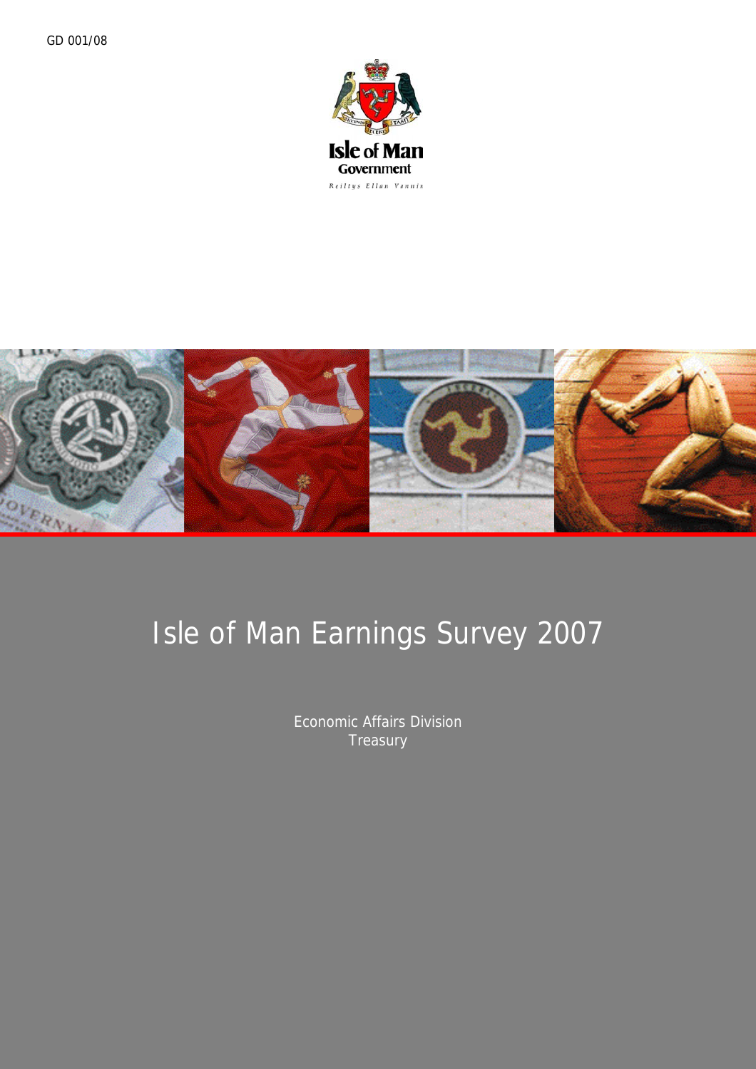GD 001/08

Isle of Man Government

Reiltys Ellan Vannin

# Isle of Man Earnings Survey 2007

Economic Affairs Division
Treasury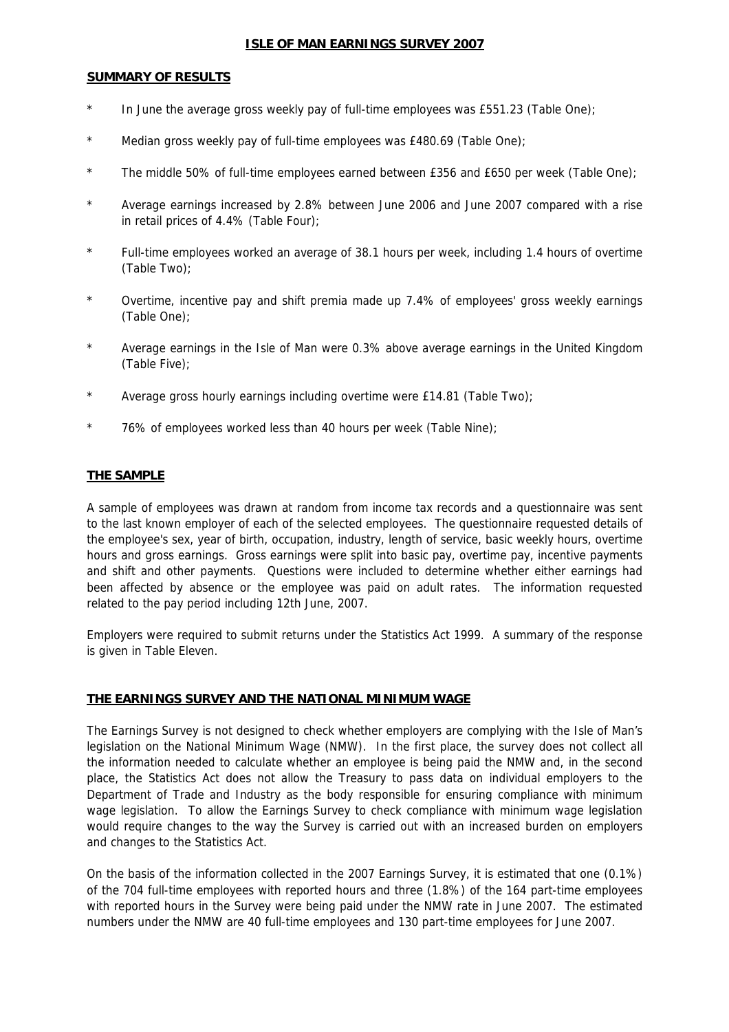# ISLE OF MAN EARNINGS SURVEY 2007

## SUMMARY OF RESULTS

* In June the average gross weekly pay of full-time employees was £551.23 (Table One);
* Median gross weekly pay of full-time employees was £480.69 (Table One);
* The middle 50% of full-time employees earned between £356 and £650 per week (Table One);
* Average earnings increased by 2.8% between June 2006 and June 2007 compared with a rise in retail prices of 4.4% (Table Four);
* Full-time employees worked an average of 38.1 hours per week, including 1.4 hours of overtime (Table Two);
* Overtime, incentive pay and shift premia made up 7.4% of employees' gross weekly earnings (Table One);
* Average earnings in the Isle of Man were 0.3% above average earnings in the United Kingdom (Table Five);
* Average gross hourly earnings including overtime were £14.81 (Table Two);
* 76% of employees worked less than 40 hours per week (Table Nine);

## THE SAMPLE

A sample of employees was drawn at random from income tax records and a questionnaire was sent to the last known employer of each of the selected employees. The questionnaire requested details of the employee's sex, year of birth, occupation, industry, length of service, basic weekly hours, overtime hours and gross earnings. Gross earnings were split into basic pay, overtime pay, incentive payments and shift and other payments. Questions were included to determine whether either earnings had been affected by absence or the employee was paid on adult rates. The information requested related to the pay period including 12th June, 2007.

Employers were required to submit returns under the Statistics Act 1999. A summary of the response is given in Table Eleven.

## THE EARNINGS SURVEY AND THE NATIONAL MINIMUM WAGE

The Earnings Survey is not designed to check whether employers are complying with the Isle of Man's legislation on the National Minimum Wage (NMW). In the first place, the survey does not collect all the information needed to calculate whether an employee is being paid the NMW and, in the second place, the Statistics Act does not allow the Treasury to pass data on individual employers to the Department of Trade and Industry as the body responsible for ensuring compliance with minimum wage legislation. To allow the Earnings Survey to check compliance with minimum wage legislation would require changes to the way the Survey is carried out with an increased burden on employers and changes to the Statistics Act.

On the basis of the information collected in the 2007 Earnings Survey, it is estimated that one (0.1%) of the 704 full-time employees with reported hours and three (1.8%) of the 164 part-time employees with reported hours in the Survey were being paid under the NMW rate in June 2007. The estimated numbers under the NMW are 40 full-time employees and 130 part-time employees for June 2007.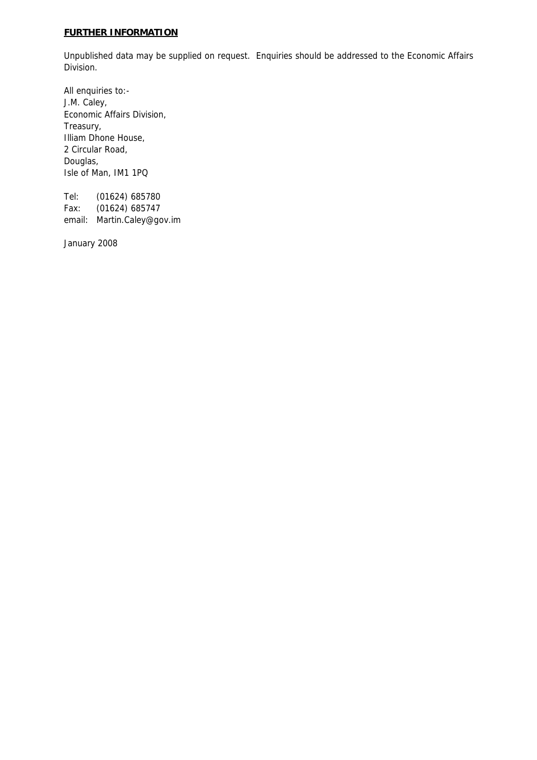## **FURTHER INFORMATION**

Unpublished data may be supplied on request. Enquiries should be addressed to the Economic Affairs Division.

All enquiries to:-
J.M. Caley,
Economic Affairs Division,
Treasury,
Illiam Dhone House,
2 Circular Road,
Douglas,
Isle of Man, IM1 1PQ

Tel: (01624) 685780
Fax: (01624) 685747
email: Martin.Caley@gov.im

January 2008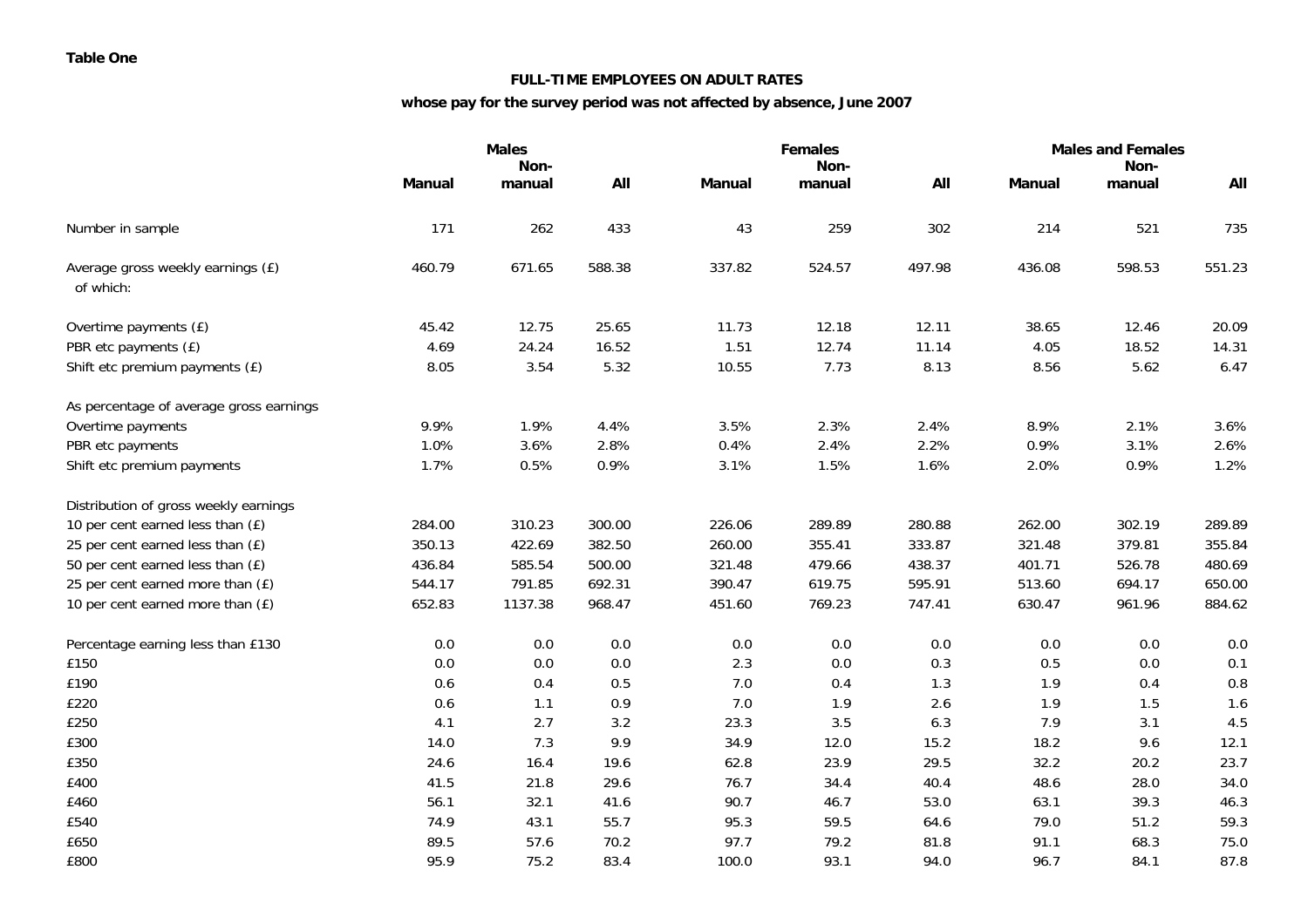**Table One**

**FULL-TIME EMPLOYEES ON ADULT RATES**

**whose pay for the survey period was not affected by absence, June 2007**

| | Males | | | Females | | | Males and Females | | |
|---|---|---|---|---|---|---|---|---|---|
| | Manual | Non-manual | All | Manual | Non-manual | All | Manual | Non-manual | All |
| Number in sample | 171 | 262 | 433 | 43 | 259 | 302 | 214 | 521 | 735 |
| Average gross weekly earnings (£) of which: | 460.79 | 671.65 | 588.38 | 337.82 | 524.57 | 497.98 | 436.08 | 598.53 | 551.23 |
| Overtime payments (£) | 45.42 | 12.75 | 25.65 | 11.73 | 12.18 | 12.11 | 38.65 | 12.46 | 20.09 |
| PBR etc payments (£) | 4.69 | 24.24 | 16.52 | 1.51 | 12.74 | 11.14 | 4.05 | 18.52 | 14.31 |
| Shift etc premium payments (£) | 8.05 | 3.54 | 5.32 | 10.55 | 7.73 | 8.13 | 8.56 | 5.62 | 6.47 |
| As percentage of average gross earnings | | | | | | | | | |
| Overtime payments | 9.9% | 1.9% | 4.4% | 3.5% | 2.3% | 2.4% | 8.9% | 2.1% | 3.6% |
| PBR etc payments | 1.0% | 3.6% | 2.8% | 0.4% | 2.4% | 2.2% | 0.9% | 3.1% | 2.6% |
| Shift etc premium payments | 1.7% | 0.5% | 0.9% | 3.1% | 1.5% | 1.6% | 2.0% | 0.9% | 1.2% |
| Distribution of gross weekly earnings | | | | | | | | | |
| 10 per cent earned less than (£) | 284.00 | 310.23 | 300.00 | 226.06 | 289.89 | 280.88 | 262.00 | 302.19 | 289.89 |
| 25 per cent earned less than (£) | 350.13 | 422.69 | 382.50 | 260.00 | 355.41 | 333.87 | 321.48 | 379.81 | 355.84 |
| 50 per cent earned less than (£) | 436.84 | 585.54 | 500.00 | 321.48 | 479.66 | 438.37 | 401.71 | 526.78 | 480.69 |
| 25 per cent earned more than (£) | 544.17 | 791.85 | 692.31 | 390.47 | 619.75 | 595.91 | 513.60 | 694.17 | 650.00 |
| 10 per cent earned more than (£) | 652.83 | 1137.38 | 968.47 | 451.60 | 769.23 | 747.41 | 630.47 | 961.96 | 884.62 |
| Percentage earning less than £130 | 0.0 | 0.0 | 0.0 | 0.0 | 0.0 | 0.0 | 0.0 | 0.0 | 0.0 |
| £150 | 0.0 | 0.0 | 0.0 | 2.3 | 0.0 | 0.3 | 0.5 | 0.0 | 0.1 |
| £190 | 0.6 | 0.4 | 0.5 | 7.0 | 0.4 | 1.3 | 1.9 | 0.4 | 0.8 |
| £220 | 0.6 | 1.1 | 0.9 | 7.0 | 1.9 | 2.6 | 1.9 | 1.5 | 1.6 |
| £250 | 4.1 | 2.7 | 3.2 | 23.3 | 3.5 | 6.3 | 7.9 | 3.1 | 4.5 |
| £300 | 14.0 | 7.3 | 9.9 | 34.9 | 12.0 | 15.2 | 18.2 | 9.6 | 12.1 |
| £350 | 24.6 | 16.4 | 19.6 | 62.8 | 23.9 | 29.5 | 32.2 | 20.2 | 23.7 |
| £400 | 41.5 | 21.8 | 29.6 | 76.7 | 34.4 | 40.4 | 48.6 | 28.0 | 34.0 |
| £460 | 56.1 | 32.1 | 41.6 | 90.7 | 46.7 | 53.0 | 63.1 | 39.3 | 46.3 |
| £540 | 74.9 | 43.1 | 55.7 | 95.3 | 59.5 | 64.6 | 79.0 | 51.2 | 59.3 |
| £650 | 89.5 | 57.6 | 70.2 | 97.7 | 79.2 | 81.8 | 91.1 | 68.3 | 75.0 |
| £800 | 95.9 | 75.2 | 83.4 | 100.0 | 93.1 | 94.0 | 96.7 | 84.1 | 87.8 |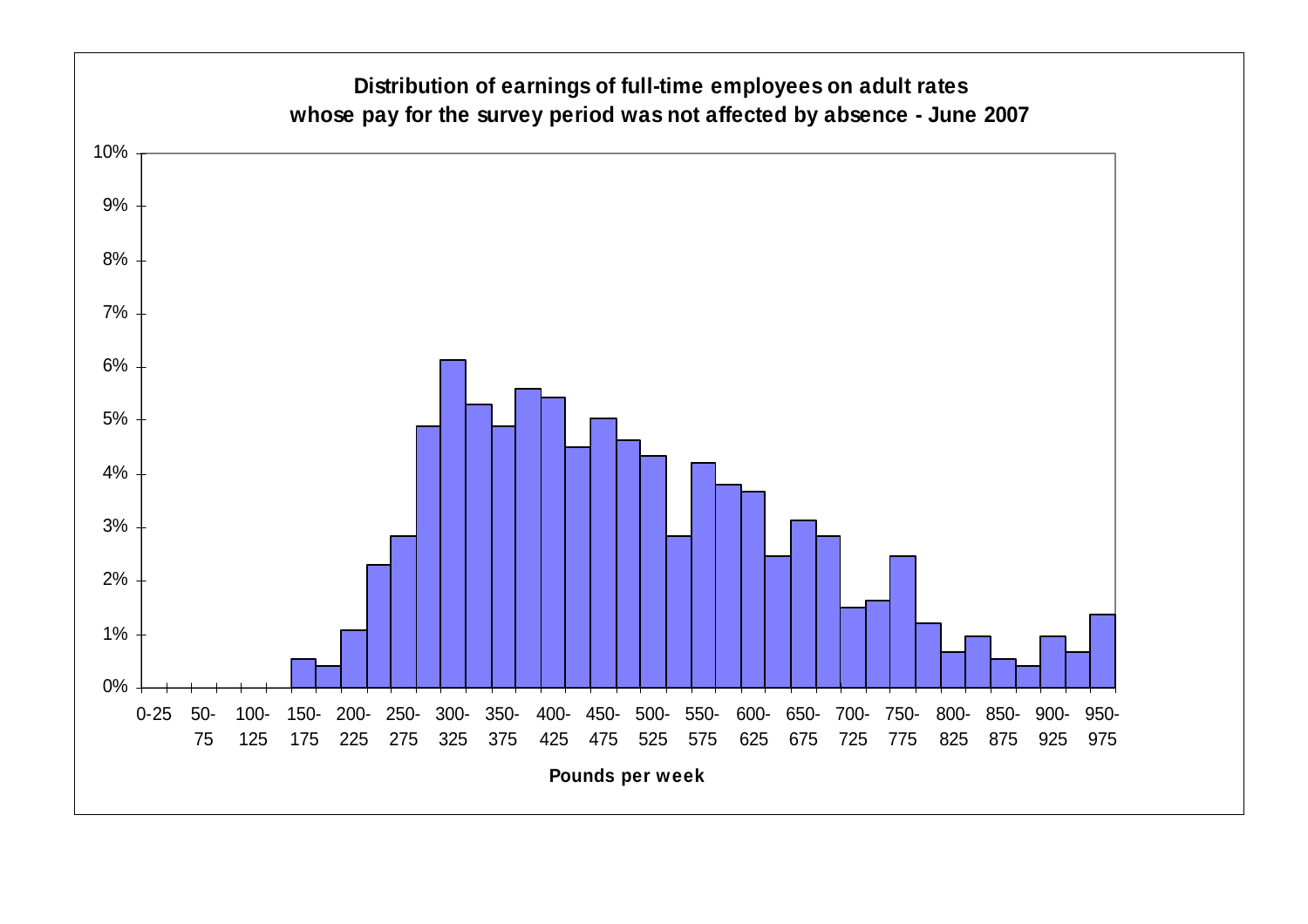**Distribution of earnings of full-time employees on adult rates whose pay for the survey period was not affected by absence - June 2007**

10%
9%
8%
7%
6%
5%
4%
3%
2%
1%
0%

0-25 | 50-75 | 100-125 | 150-175 | 200-225 | 250-275 | 300-325 | 350-375 | 400-425 | 450-475 | 500-525 | 550-575 | 600-625 | 650-675 | 700-725 | 750-775 | 800-825 | 850-875 | 900-925 | 950-975

**Pounds per week**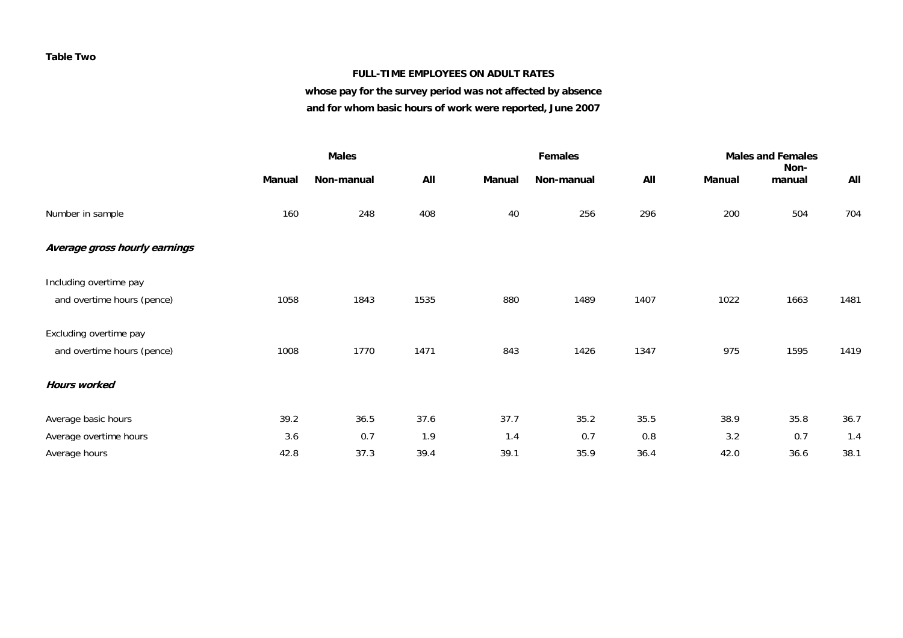**Table Two**

**FULL-TIME EMPLOYEES ON ADULT RATES**

**whose pay for the survey period was not affected by absence**

**and for whom basic hours of work were reported, June 2007**

| | Males | | | Females | | | Males and Females | | |
|---|---|---|---|---|---|---|---|---|---|
| | **Manual** | **Non-manual** | **All** | **Manual** | **Non-manual** | **All** | **Manual** | **Non-manual** | **All** |
| Number in sample | 160 | 248 | 408 | 40 | 256 | 296 | 200 | 504 | 704 |
| ***Average gross hourly earnings*** | | | | | | | | | |
| Including overtime pay and overtime hours (pence) | 1058 | 1843 | 1535 | 880 | 1489 | 1407 | 1022 | 1663 | 1481 |
| Excluding overtime pay and overtime hours (pence) | 1008 | 1770 | 1471 | 843 | 1426 | 1347 | 975 | 1595 | 1419 |
| ***Hours worked*** | | | | | | | | | |
| Average basic hours | 39.2 | 36.5 | 37.6 | 37.7 | 35.2 | 35.5 | 38.9 | 35.8 | 36.7 |
| Average overtime hours | 3.6 | 0.7 | 1.9 | 1.4 | 0.7 | 0.8 | 3.2 | 0.7 | 1.4 |
| Average hours | 42.8 | 37.3 | 39.4 | 39.1 | 35.9 | 36.4 | 42.0 | 36.6 | 38.1 |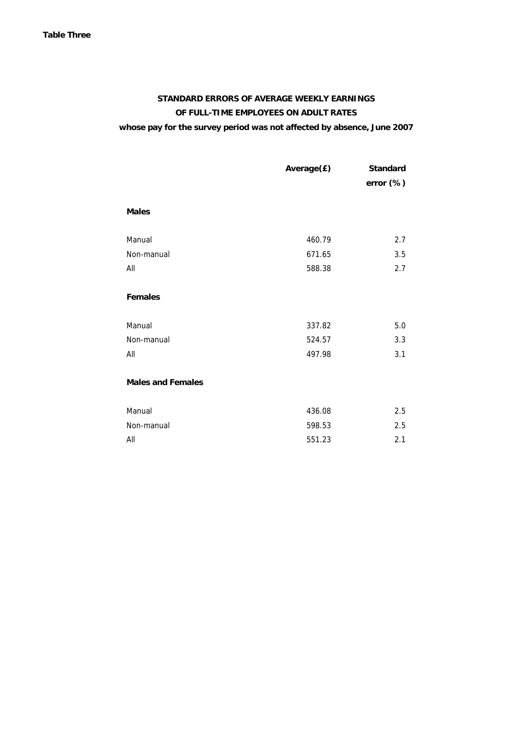**Table Three**

## STANDARD ERRORS OF AVERAGE WEEKLY EARNINGS OF FULL-TIME EMPLOYEES ON ADULT RATES

### whose pay for the survey period was not affected by absence, June 2007

| | Average(£) | Standard error (%) |
|---|---|---|
| **Males** | | |
| Manual | 460.79 | 2.7 |
| Non-manual | 671.65 | 3.5 |
| All | 588.38 | 2.7 |
| **Females** | | |
| Manual | 337.82 | 5.0 |
| Non-manual | 524.57 | 3.3 |
| All | 497.98 | 3.1 |
| **Males and Females** | | |
| Manual | 436.08 | 2.5 |
| Non-manual | 598.53 | 2.5 |
| All | 551.23 | 2.1 |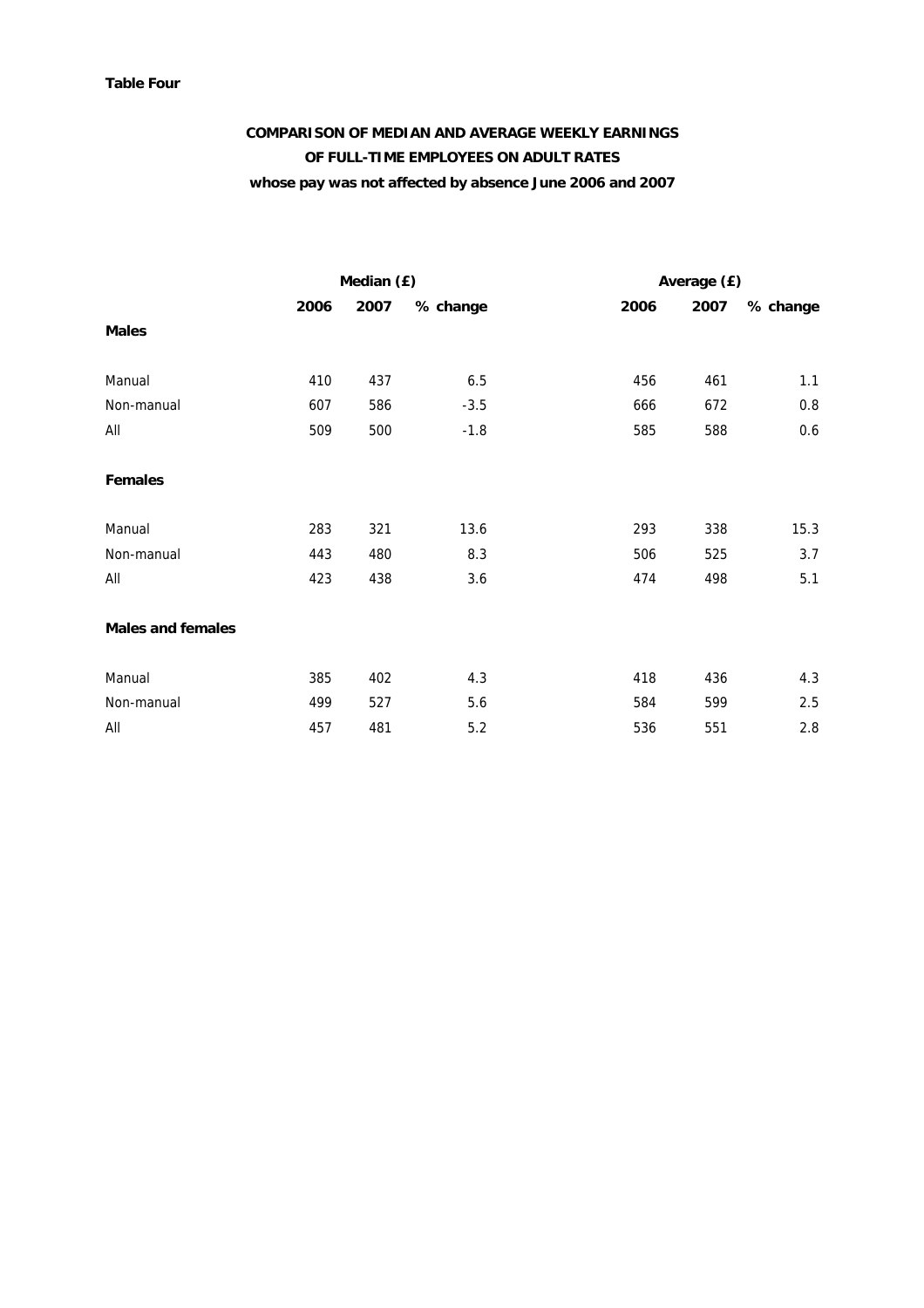**Table Four**

**COMPARISON OF MEDIAN AND AVERAGE WEEKLY EARNINGS OF FULL-TIME EMPLOYEES ON ADULT RATES whose pay was not affected by absence June 2006 and 2007**

| | Median (£) | | | Average (£) | | |
|---|---|---|---|---|---|---|
| | 2006 | 2007 | % change | 2006 | 2007 | % change |
| **Males** | | | | | | |
| Manual | 410 | 437 | 6.5 | 456 | 461 | 1.1 |
| Non-manual | 607 | 586 | -3.5 | 666 | 672 | 0.8 |
| All | 509 | 500 | -1.8 | 585 | 588 | 0.6 |
| **Females** | | | | | | |
| Manual | 283 | 321 | 13.6 | 293 | 338 | 15.3 |
| Non-manual | 443 | 480 | 8.3 | 506 | 525 | 3.7 |
| All | 423 | 438 | 3.6 | 474 | 498 | 5.1 |
| **Males and females** | | | | | | |
| Manual | 385 | 402 | 4.3 | 418 | 436 | 4.3 |
| Non-manual | 499 | 527 | 5.6 | 584 | 599 | 2.5 |
| All | 457 | 481 | 5.2 | 536 | 551 | 2.8 |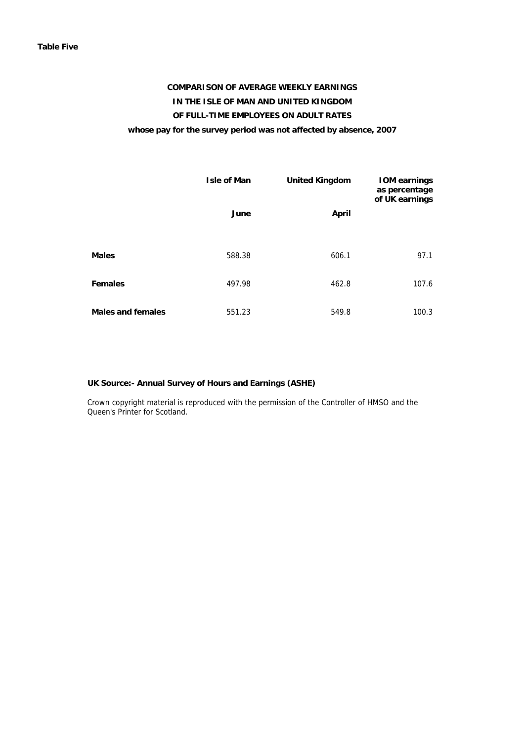**Table Five**

## COMPARISON OF AVERAGE WEEKLY EARNINGS IN THE ISLE OF MAN AND UNITED KINGDOM OF FULL-TIME EMPLOYEES ON ADULT RATES whose pay for the survey period was not affected by absence, 2007

| | Isle of Man | United Kingdom | IOM earnings as percentage of UK earnings |
|---|---|---|---|
| | June | April | |
| **Males** | 588.38 | 606.1 | 97.1 |
| **Females** | 497.98 | 462.8 | 107.6 |
| **Males and females** | 551.23 | 549.8 | 100.3 |

**UK Source:- Annual Survey of Hours and Earnings (ASHE)**

Crown copyright material is reproduced with the permission of the Controller of HMSO and the Queen's Printer for Scotland.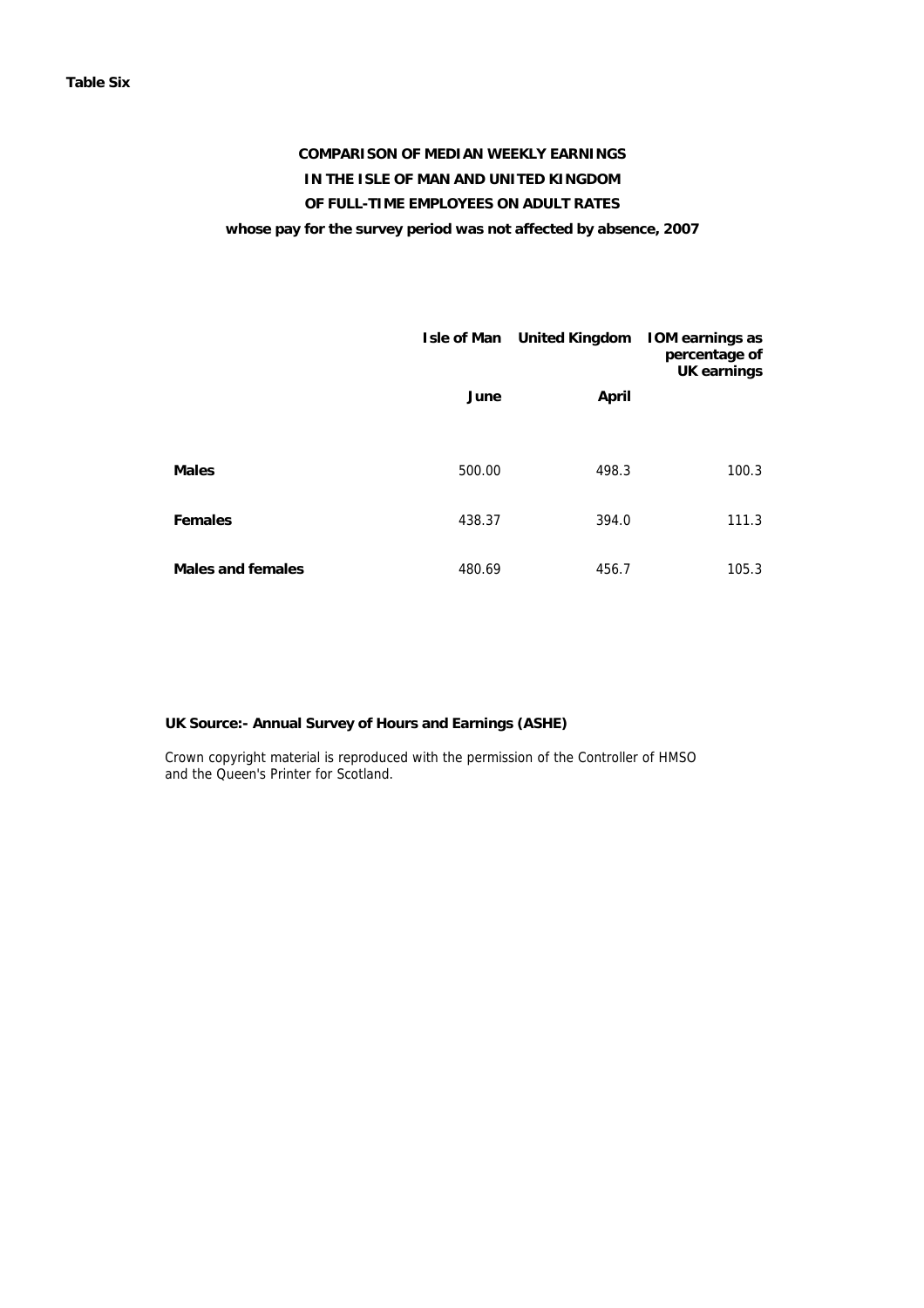**Table Six**

## COMPARISON OF MEDIAN WEEKLY EARNINGS IN THE ISLE OF MAN AND UNITED KINGDOM OF FULL-TIME EMPLOYEES ON ADULT RATES

**whose pay for the survey period was not affected by absence, 2007**

| | Isle of Man | United Kingdom | IOM earnings as percentage of UK earnings |
|---|---|---|---|
| | June | April | |
| **Males** | 500.00 | 498.3 | 100.3 |
| **Females** | 438.37 | 394.0 | 111.3 |
| **Males and females** | 480.69 | 456.7 | 105.3 |

**UK Source:- Annual Survey of Hours and Earnings (ASHE)**

Crown copyright material is reproduced with the permission of the Controller of HMSO and the Queen's Printer for Scotland.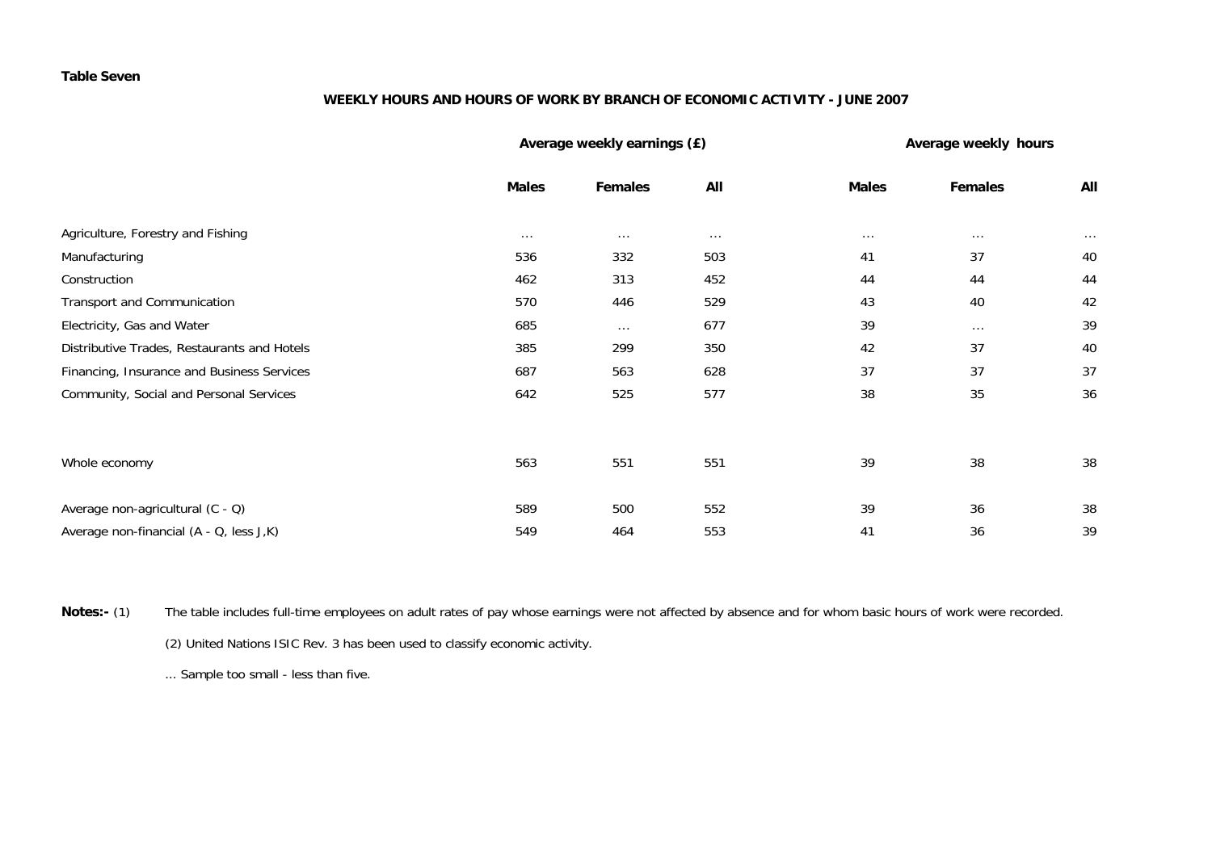**Table Seven**

## WEEKLY HOURS AND HOURS OF WORK BY BRANCH OF ECONOMIC ACTIVITY - JUNE 2007

| | Average weekly earnings (£) | | | Average weekly hours | | |
|---|---|---|---|---|---|---|
| | Males | Females | All | Males | Females | All |
| Agriculture, Forestry and Fishing | ... | ... | ... | ... | ... | ... |
| Manufacturing | 536 | 332 | 503 | 41 | 37 | 40 |
| Construction | 462 | 313 | 452 | 44 | 44 | 44 |
| Transport and Communication | 570 | 446 | 529 | 43 | 40 | 42 |
| Electricity, Gas and Water | 685 | ... | 677 | 39 | ... | 39 |
| Distributive Trades, Restaurants and Hotels | 385 | 299 | 350 | 42 | 37 | 40 |
| Financing, Insurance and Business Services | 687 | 563 | 628 | 37 | 37 | 37 |
| Community, Social and Personal Services | 642 | 525 | 577 | 38 | 35 | 36 |
| Whole economy | 563 | 551 | 551 | 39 | 38 | 38 |
| Average non-agricultural (C - Q) | 589 | 500 | 552 | 39 | 36 | 38 |
| Average non-financial (A - Q, less J,K) | 549 | 464 | 553 | 41 | 36 | 39 |

**Notes:-** (1) The table includes full-time employees on adult rates of pay whose earnings were not affected by absence and for whom basic hours of work were recorded.

(2) United Nations ISIC Rev. 3 has been used to classify economic activity.

... Sample too small - less than five.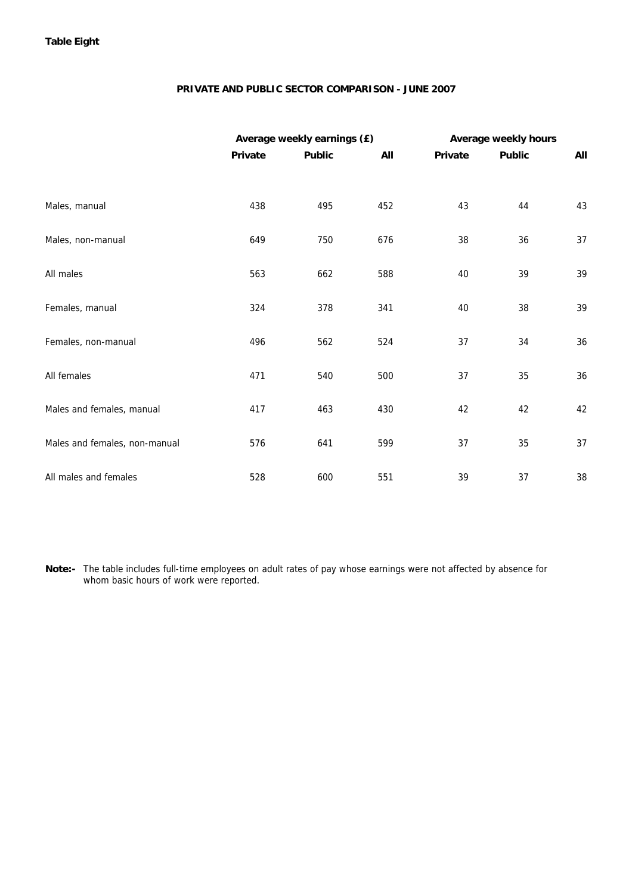**Table Eight**

## PRIVATE AND PUBLIC SECTOR COMPARISON - JUNE 2007

| | Average weekly earnings (£) | | | Average weekly hours | | |
|---|---|---|---|---|---|---|
| | Private | Public | All | Private | Public | All |
| Males, manual | 438 | 495 | 452 | 43 | 44 | 43 |
| Males, non-manual | 649 | 750 | 676 | 38 | 36 | 37 |
| All males | 563 | 662 | 588 | 40 | 39 | 39 |
| Females, manual | 324 | 378 | 341 | 40 | 38 | 39 |
| Females, non-manual | 496 | 562 | 524 | 37 | 34 | 36 |
| All females | 471 | 540 | 500 | 37 | 35 | 36 |
| Males and females, manual | 417 | 463 | 430 | 42 | 42 | 42 |
| Males and females, non-manual | 576 | 641 | 599 | 37 | 35 | 37 |
| All males and females | 528 | 600 | 551 | 39 | 37 | 38 |

**Note:-** The table includes full-time employees on adult rates of pay whose earnings were not affected by absence for whom basic hours of work were reported.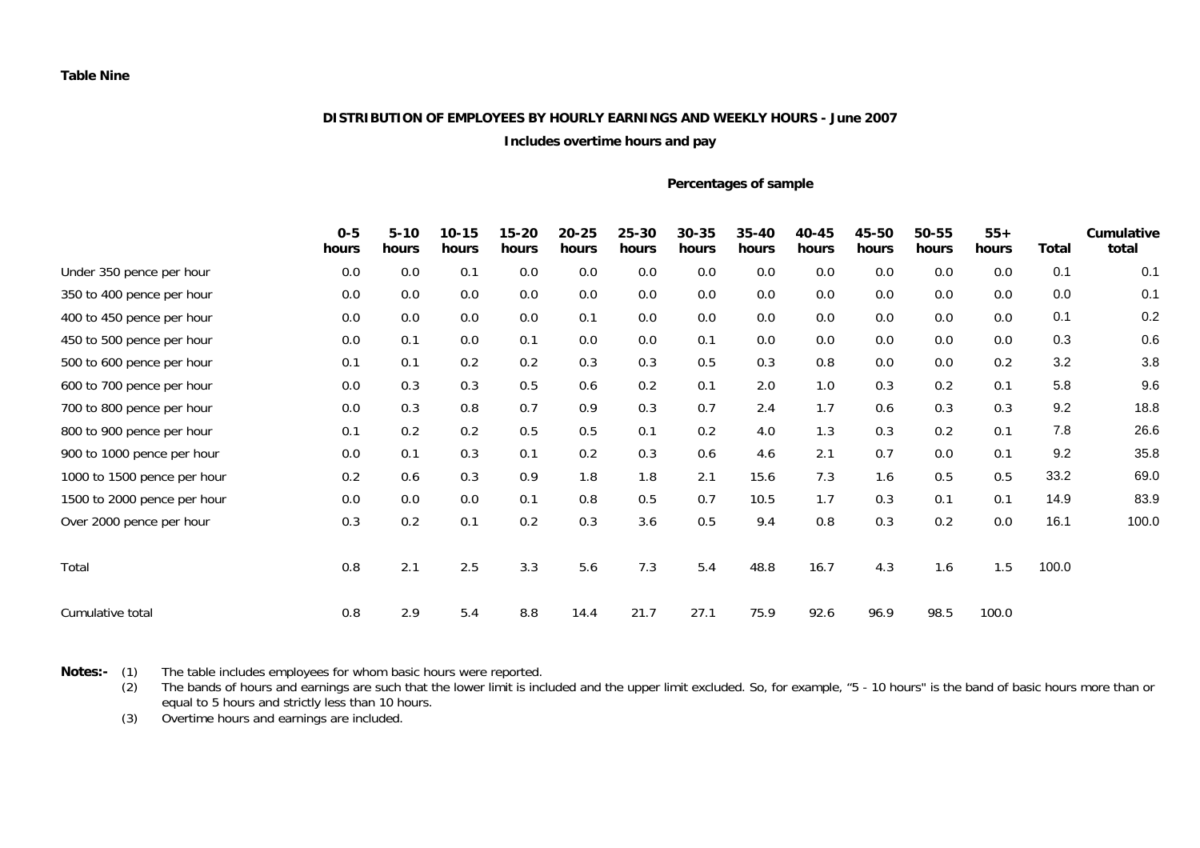**Table Nine**

**DISTRIBUTION OF EMPLOYEES BY HOURLY EARNINGS AND WEEKLY HOURS - June 2007**

**Includes overtime hours and pay**

**Percentages of sample**

| | 0-5 hours | 5-10 hours | 10-15 hours | 15-20 hours | 20-25 hours | 25-30 hours | 30-35 hours | 35-40 hours | 40-45 hours | 45-50 hours | 50-55 hours | 55+ hours | Total | Cumulative total |
|---|---|---|---|---|---|---|---|---|---|---|---|---|---|---|
| Under 350 pence per hour | 0.0 | 0.0 | 0.1 | 0.0 | 0.0 | 0.0 | 0.0 | 0.0 | 0.0 | 0.0 | 0.0 | 0.0 | 0.1 | 0.1 |
| 350 to 400 pence per hour | 0.0 | 0.0 | 0.0 | 0.0 | 0.0 | 0.0 | 0.0 | 0.0 | 0.0 | 0.0 | 0.0 | 0.0 | 0.0 | 0.1 |
| 400 to 450 pence per hour | 0.0 | 0.0 | 0.0 | 0.0 | 0.1 | 0.0 | 0.0 | 0.0 | 0.0 | 0.0 | 0.0 | 0.0 | 0.1 | 0.2 |
| 450 to 500 pence per hour | 0.0 | 0.1 | 0.0 | 0.1 | 0.0 | 0.0 | 0.1 | 0.0 | 0.0 | 0.0 | 0.0 | 0.0 | 0.3 | 0.6 |
| 500 to 600 pence per hour | 0.1 | 0.1 | 0.2 | 0.2 | 0.3 | 0.3 | 0.5 | 0.3 | 0.8 | 0.0 | 0.0 | 0.2 | 3.2 | 3.8 |
| 600 to 700 pence per hour | 0.0 | 0.3 | 0.3 | 0.5 | 0.6 | 0.2 | 0.1 | 2.0 | 1.0 | 0.3 | 0.2 | 0.1 | 5.8 | 9.6 |
| 700 to 800 pence per hour | 0.0 | 0.3 | 0.8 | 0.7 | 0.9 | 0.3 | 0.7 | 2.4 | 1.7 | 0.6 | 0.3 | 0.3 | 9.2 | 18.8 |
| 800 to 900 pence per hour | 0.1 | 0.2 | 0.2 | 0.5 | 0.5 | 0.1 | 0.2 | 4.0 | 1.3 | 0.3 | 0.2 | 0.1 | 7.8 | 26.6 |
| 900 to 1000 pence per hour | 0.0 | 0.1 | 0.3 | 0.1 | 0.2 | 0.3 | 0.6 | 4.6 | 2.1 | 0.7 | 0.0 | 0.1 | 9.2 | 35.8 |
| 1000 to 1500 pence per hour | 0.2 | 0.6 | 0.3 | 0.9 | 1.8 | 1.8 | 2.1 | 15.6 | 7.3 | 1.6 | 0.5 | 0.5 | 33.2 | 69.0 |
| 1500 to 2000 pence per hour | 0.0 | 0.0 | 0.0 | 0.1 | 0.8 | 0.5 | 0.7 | 10.5 | 1.7 | 0.3 | 0.1 | 0.1 | 14.9 | 83.9 |
| Over 2000 pence per hour | 0.3 | 0.2 | 0.1 | 0.2 | 0.3 | 3.6 | 0.5 | 9.4 | 0.8 | 0.3 | 0.2 | 0.0 | 16.1 | 100.0 |
| Total | 0.8 | 2.1 | 2.5 | 3.3 | 5.6 | 7.3 | 5.4 | 48.8 | 16.7 | 4.3 | 1.6 | 1.5 | 100.0 | |
| Cumulative total | 0.8 | 2.9 | 5.4 | 8.8 | 14.4 | 21.7 | 27.1 | 75.9 | 92.6 | 96.9 | 98.5 | 100.0 | | |

**Notes:-**
(1) The table includes employees for whom basic hours were reported.
(2) The bands of hours and earnings are such that the lower limit is included and the upper limit excluded. So, for example, "5 - 10 hours" is the band of basic hours more than or equal to 5 hours and strictly less than 10 hours.
(3) Overtime hours and earnings are included.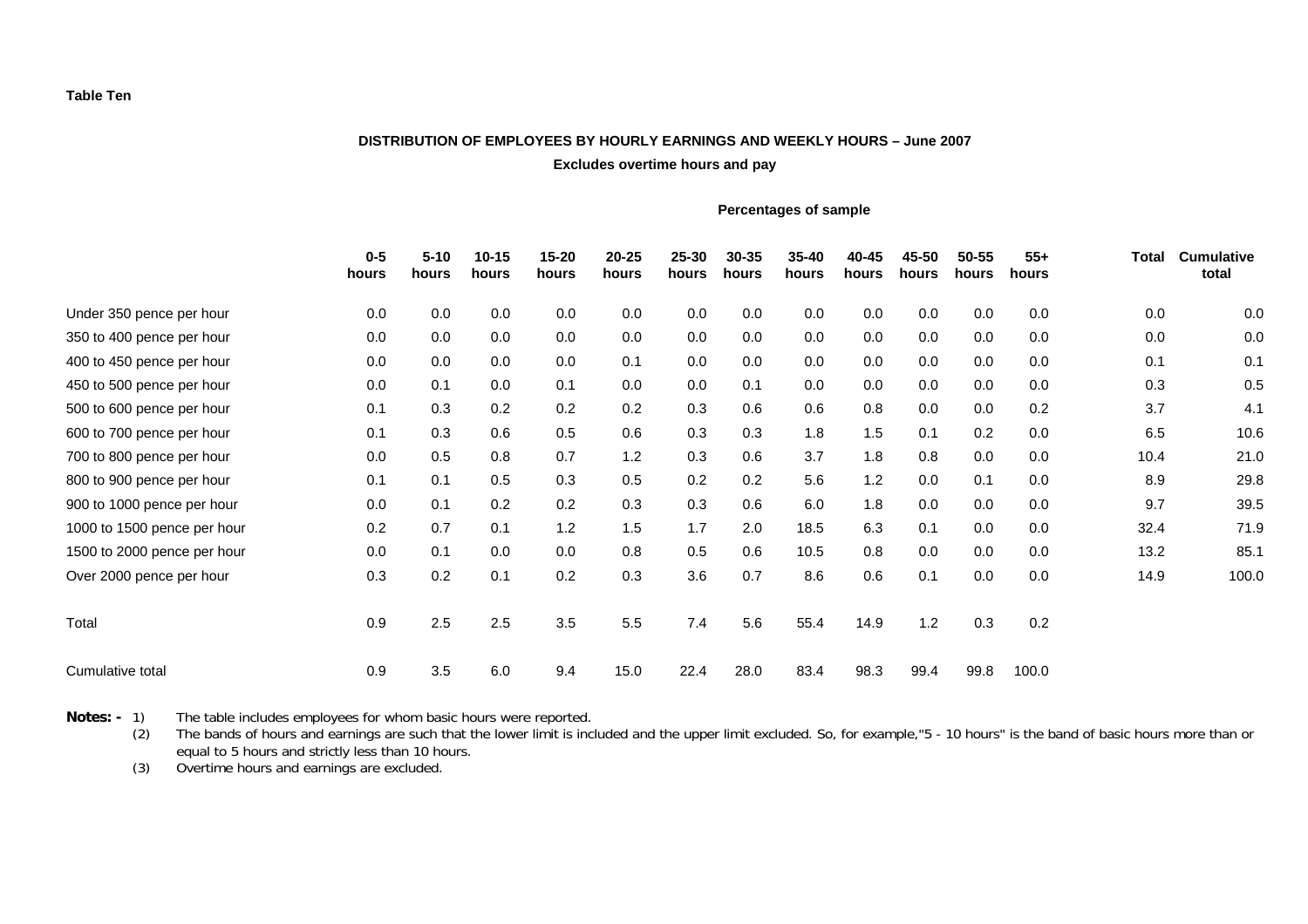**Table Ten**

**DISTRIBUTION OF EMPLOYEES BY HOURLY EARNINGS AND WEEKLY HOURS – June 2007**

**Excludes overtime hours and pay**

**Percentages of sample**

| | 0-5 hours | 5-10 hours | 10-15 hours | 15-20 hours | 20-25 hours | 25-30 hours | 30-35 hours | 35-40 hours | 40-45 hours | 45-50 hours | 50-55 hours | 55+ hours | Total | Cumulative total |
|---|---|---|---|---|---|---|---|---|---|---|---|---|---|---|
| Under 350 pence per hour | 0.0 | 0.0 | 0.0 | 0.0 | 0.0 | 0.0 | 0.0 | 0.0 | 0.0 | 0.0 | 0.0 | 0.0 | 0.0 | 0.0 |
| 350 to 400 pence per hour | 0.0 | 0.0 | 0.0 | 0.0 | 0.0 | 0.0 | 0.0 | 0.0 | 0.0 | 0.0 | 0.0 | 0.0 | 0.0 | 0.0 |
| 400 to 450 pence per hour | 0.0 | 0.0 | 0.0 | 0.0 | 0.1 | 0.0 | 0.0 | 0.0 | 0.0 | 0.0 | 0.0 | 0.0 | 0.1 | 0.1 |
| 450 to 500 pence per hour | 0.0 | 0.1 | 0.0 | 0.1 | 0.0 | 0.0 | 0.1 | 0.0 | 0.0 | 0.0 | 0.0 | 0.0 | 0.3 | 0.5 |
| 500 to 600 pence per hour | 0.1 | 0.3 | 0.2 | 0.2 | 0.2 | 0.3 | 0.6 | 0.6 | 0.8 | 0.0 | 0.0 | 0.2 | 3.7 | 4.1 |
| 600 to 700 pence per hour | 0.1 | 0.3 | 0.6 | 0.5 | 0.6 | 0.3 | 0.3 | 1.8 | 1.5 | 0.1 | 0.2 | 0.0 | 6.5 | 10.6 |
| 700 to 800 pence per hour | 0.0 | 0.5 | 0.8 | 0.7 | 1.2 | 0.3 | 0.6 | 3.7 | 1.8 | 0.8 | 0.0 | 0.0 | 10.4 | 21.0 |
| 800 to 900 pence per hour | 0.1 | 0.1 | 0.5 | 0.3 | 0.5 | 0.2 | 0.2 | 5.6 | 1.2 | 0.0 | 0.1 | 0.0 | 8.9 | 29.8 |
| 900 to 1000 pence per hour | 0.0 | 0.1 | 0.2 | 0.2 | 0.3 | 0.3 | 0.6 | 6.0 | 1.8 | 0.0 | 0.0 | 0.0 | 9.7 | 39.5 |
| 1000 to 1500 pence per hour | 0.2 | 0.7 | 0.1 | 1.2 | 1.5 | 1.7 | 2.0 | 18.5 | 6.3 | 0.1 | 0.0 | 0.0 | 32.4 | 71.9 |
| 1500 to 2000 pence per hour | 0.0 | 0.1 | 0.0 | 0.0 | 0.8 | 0.5 | 0.6 | 10.5 | 0.8 | 0.0 | 0.0 | 0.0 | 13.2 | 85.1 |
| Over 2000 pence per hour | 0.3 | 0.2 | 0.1 | 0.2 | 0.3 | 3.6 | 0.7 | 8.6 | 0.6 | 0.1 | 0.0 | 0.0 | 14.9 | 100.0 |
| Total | 0.9 | 2.5 | 2.5 | 3.5 | 5.5 | 7.4 | 5.6 | 55.4 | 14.9 | 1.2 | 0.3 | 0.2 | | |
| Cumulative total | 0.9 | 3.5 | 6.0 | 9.4 | 15.0 | 22.4 | 28.0 | 83.4 | 98.3 | 99.4 | 99.8 | 100.0 | | |

**Notes: -**
1) The table includes employees for whom basic hours were reported.
(2) The bands of hours and earnings are such that the lower limit is included and the upper limit excluded. So, for example,"5 - 10 hours" is the band of basic hours more than or equal to 5 hours and strictly less than 10 hours.
(3) Overtime hours and earnings are excluded.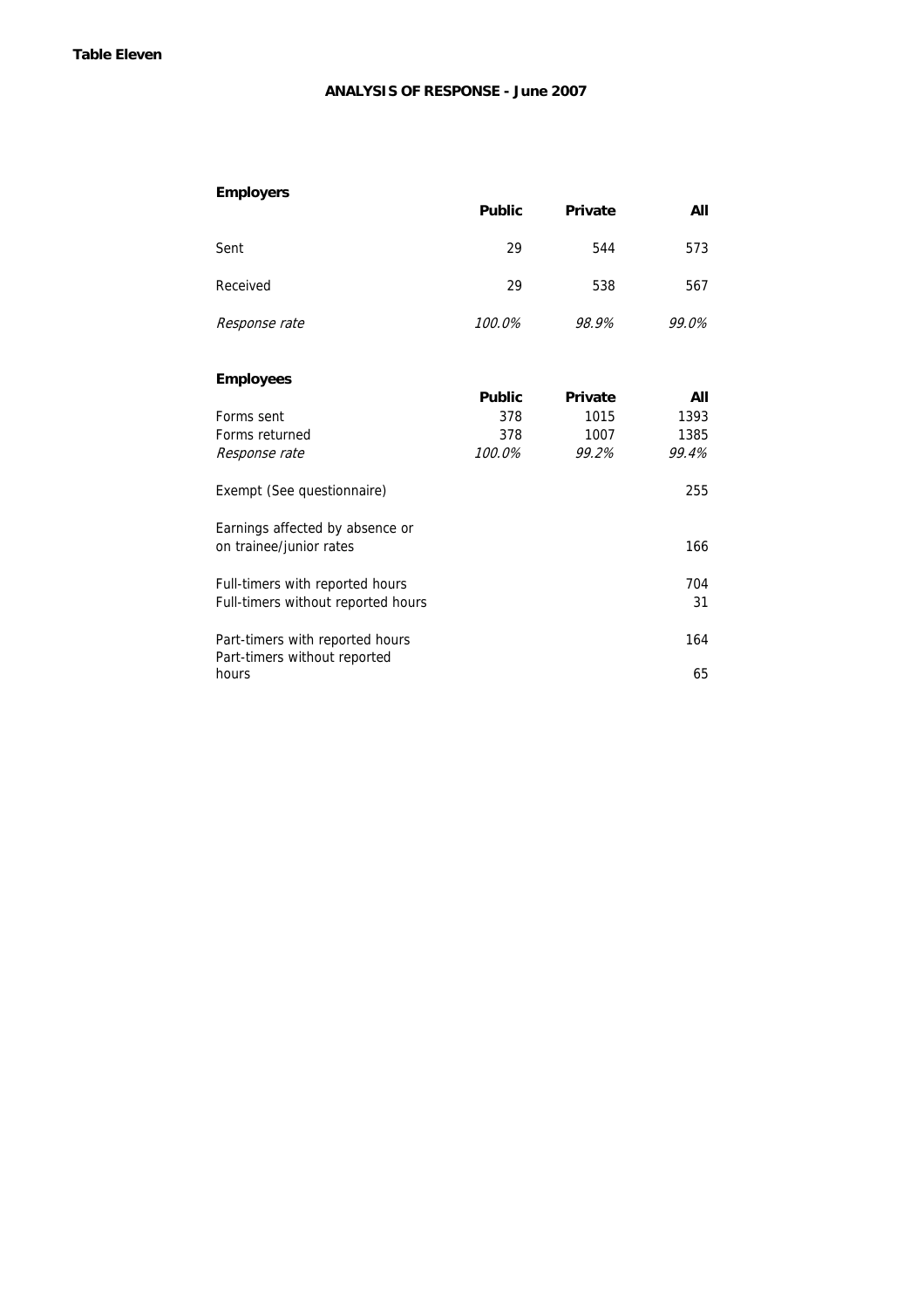**Table Eleven**

## ANALYSIS OF RESPONSE - June 2007

### Employers

| | Public | Private | All |
|---|---|---|---|
| Sent | 29 | 544 | 573 |
| Received | 29 | 538 | 567 |
| *Response rate* | *100.0%* | *98.9%* | *99.0%* |

### Employees

| | Public | Private | All |
|---|---|---|---|
| Forms sent | 378 | 1015 | 1393 |
| Forms returned | 378 | 1007 | 1385 |
| *Response rate* | *100.0%* | *99.2%* | *99.4%* |
| Exempt (See questionnaire) | | | 255 |
| Earnings affected by absence or on trainee/junior rates | | | 166 |
| Full-timers with reported hours | | | 704 |
| Full-timers without reported hours | | | 31 |
| Part-timers with reported hours | | | 164 |
| Part-timers without reported hours | | | 65 |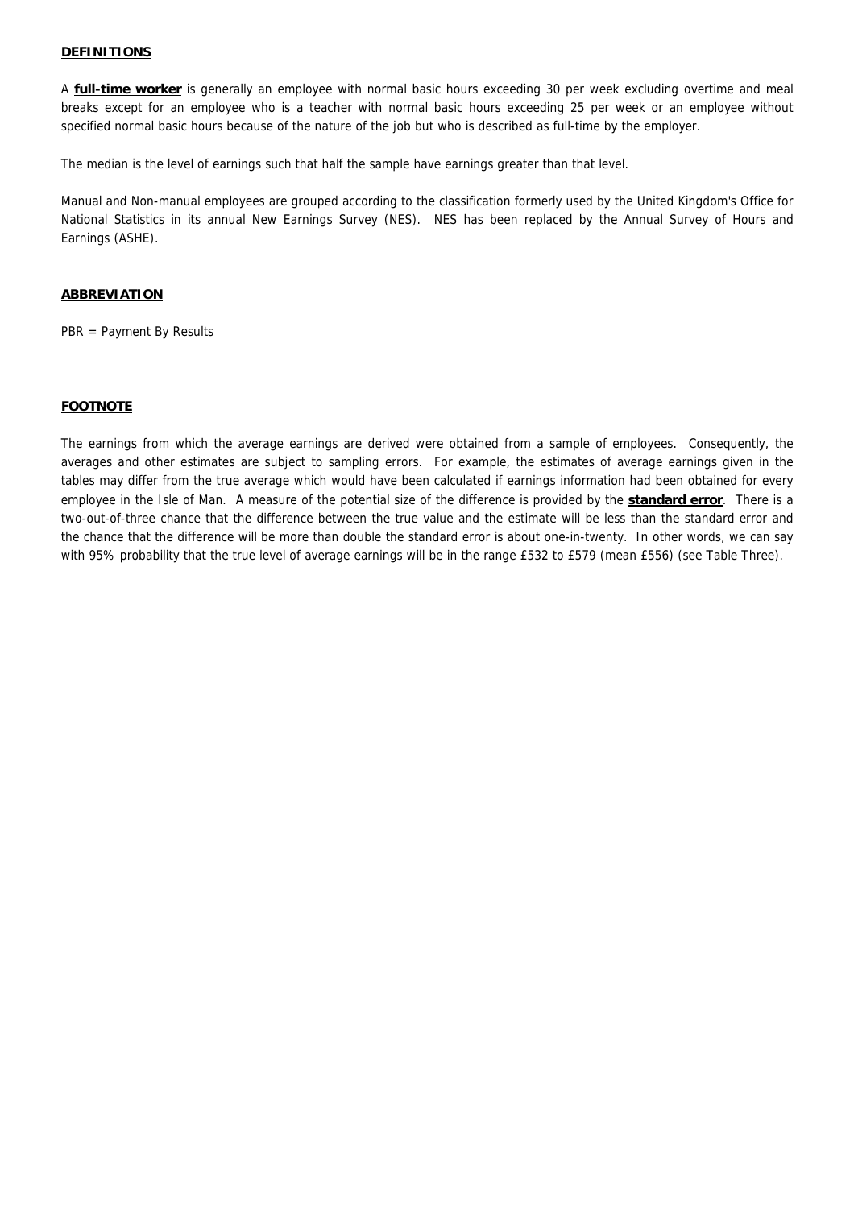## DEFINITIONS

A **full-time worker** is generally an employee with normal basic hours exceeding 30 per week excluding overtime and meal breaks except for an employee who is a teacher with normal basic hours exceeding 25 per week or an employee without specified normal basic hours because of the nature of the job but who is described as full-time by the employer.

The median is the level of earnings such that half the sample have earnings greater than that level.

Manual and Non-manual employees are grouped according to the classification formerly used by the United Kingdom's Office for National Statistics in its annual New Earnings Survey (NES). NES has been replaced by the Annual Survey of Hours and Earnings (ASHE).

## ABBREVIATION

PBR = Payment By Results

## FOOTNOTE

The earnings from which the average earnings are derived were obtained from a sample of employees. Consequently, the averages and other estimates are subject to sampling errors. For example, the estimates of average earnings given in the tables may differ from the true average which would have been calculated if earnings information had been obtained for every employee in the Isle of Man. A measure of the potential size of the difference is provided by the **standard error**. There is a two-out-of-three chance that the difference between the true value and the estimate will be less than the standard error and the chance that the difference will be more than double the standard error is about one-in-twenty. In other words, we can say with 95% probability that the true level of average earnings will be in the range £532 to £579 (mean £556) (see Table Three).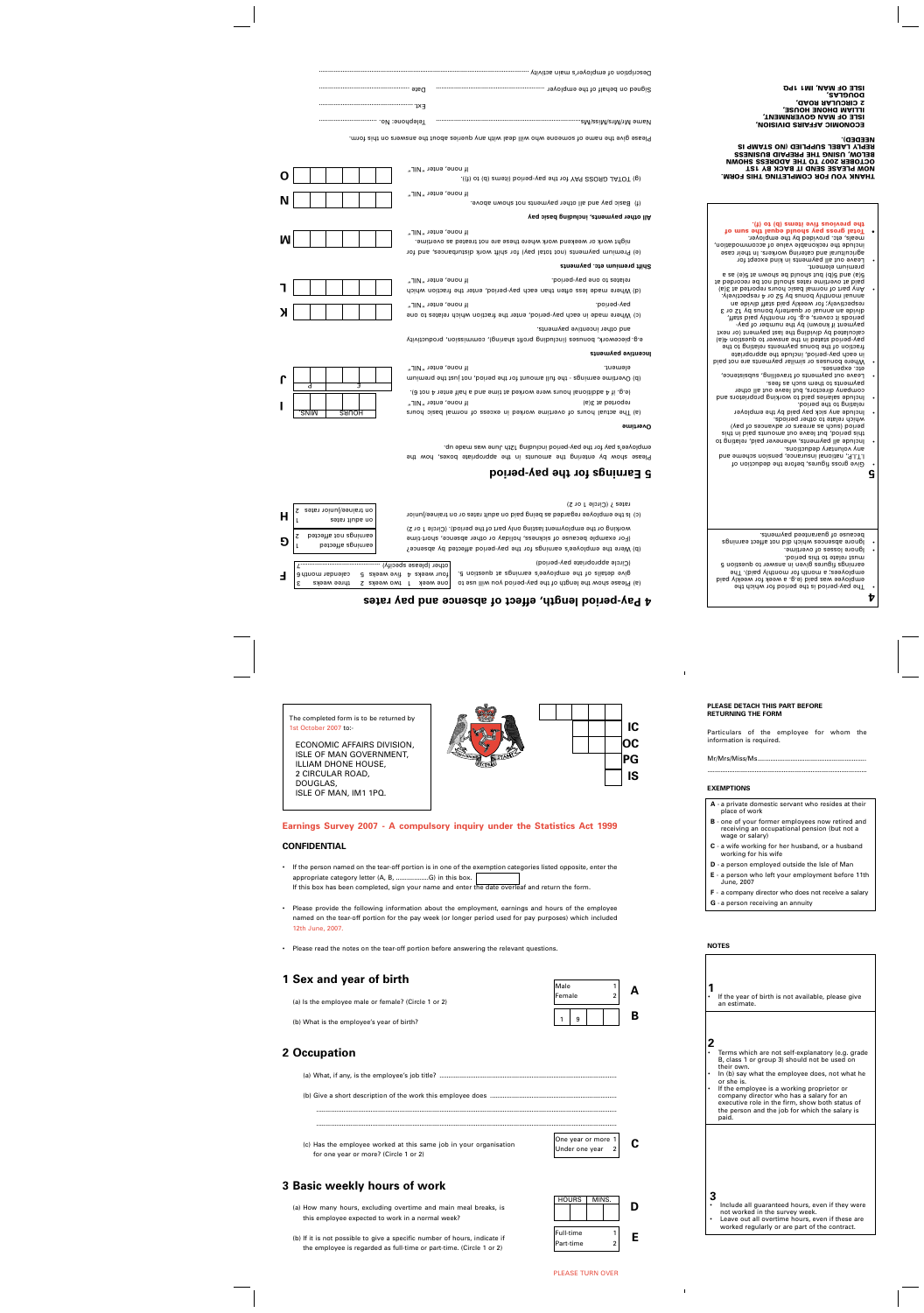THANK YOU FOR COMPLETING THIS FORM. NOW PLEASE SEND IT BACK BY 1ST OCTOBER 2007 TO THE ADDRESS SHOWN BELOW, USING THE PREPAID BUSINESS REPLY LABEL SUPPLIED (NO STAMP IS NEEDED).

ECONOMIC AFFAIRS DIVISION,
ISLE OF MAN GOVERNMENT,
ILLIAM DHONE HOUSE,
2 CIRCULAR ROAD,
DOUGLAS,
ISLE OF MAN, IM1 1PQ.

**4**

- The pay-period is the period for which the employee was paid (e.g. a week for weekly paid employees, a month for monthly paid). The earnings figures given in answer to question 5 must relate to this period.
- Ignore absences which did not affect earnings because of guaranteed payments.

**5**

- Give gross figures, before the deduction of I.T.I.P., national insurance, pension scheme and any voluntary deductions.
- Include all payments, whenever paid, relating to this period, but leave out amounts paid in this period (such as arrears or advances of pay) which relate to other periods.
- Include any sick pay paid by the employer relating to the period.
- Include salaries paid to working proprietors and company directors, but leave out all other payments to them such as fees.
- Leave out payments of travelling, subsistence, etc. expenses.
- Where bonuses or similar payments are not paid in each pay-period, include the appropriate fraction of the bonus payments relating to the pay-period stated in the answer to question 4(a) calculated by dividing the last payment (or next payment if known) by the number of pay-periods it covers, e.g. for monthly paid staff, divide an annual or quarterly bonus by 12 or 3 respectively; for weekly paid staff divide an annual monthly bonus by 52 or 4 respectively.
- Any part of normal basic hours reported at 3(a) paid at overtime rates should not be recorded at 5(a) and 5(b) but should be shown at 5(e) as a premium element.
- Leave out all payments in kind except for agricultural and catering workers. In their case include the reckonable value of accommodation, meals, etc. provided by the employer.
- **Total gross pay should equal the sum of the previous five items (b) to (f).**

## 4 Pay-period length, effect of absence and pay rates

(a) Please show the length of the pay-period you will use to give details of the employee's earnings at question 5. (Circle appropriate pay-period) — **F**

| | | |
|---|---|---|
| one week 1 | two weeks 2 | three weeks 3 |
| four weeks 4 | five weeks 5 | calendar month 6 |
| other (please specify) .......................7 | | |

(b) Were the employee's earnings for the pay-period affected by absence? (For example because of sickness, holiday or other absence, short-time working or the employment lasting only part of the period). (Circle 1 or 2) — **G**

earnings affected 1
earnings not affected 2

(c) Is the employee regarded as being paid on adult rates or on trainee/junior rates? (Circle 1 or 2) — **H**

on adult rates 1
on trainee/junior rates 2

## 5 Earnings for the pay-period

Please show by entering the amounts in the appropriate boxes, how the employee's pay for the pay-period including 12th June was made up.

**Overtime**

(a) The actual hours of overtime worked in excess of normal basic hours reported at 3(a). If none, enter "NIL". i.e. if 4 additional hours were worked at time and a half enter 4 not 6. — **I** (HOURS | MINS.)

(b) Overtime earnings - the full amount for the period, not just the premium element. If none, enter "NIL". — **J** (£ | p)

**Incentive payments**

e.g. piecework, bonuses (including profit sharing), commission, productivity and other incentive payments.

(c) Where made in each pay-period, enter the fraction which relates to one pay-period. If none, enter "NIL". — **K**

(d) Where made less often than each pay-period, enter the fraction which relates to one pay-period. If none, enter "NIL". — **L**

**Shift premium etc. payments**

(e) Premium payments (not total pay) for shift work disturbances, and for night work or weekend work where these are not treated as overtime. If none, enter "NIL". — **M**

**All other payments, including basic pay**

(f) Basic pay and all other payments not shown above. If none, enter "NIL". — **N**

(g) TOTAL GROSS PAY for the pay-period (items (b) to (f)). If none, enter "NIL". — **O**

Please give the name of someone who will deal with any queries about the answers on this form.

Name Mr/Mrs/Miss/Ms.................................................... Telephone: No. ..............................

Ext. ..............................

Signed on behalf of the employer ................................ Date ..............................

Description of employer's main activity ..............................................................................

---

PLEASE DETACH THIS PART BEFORE RETURNING THE FORM

Particulars of the employee for whom the information is required.

Mr/Mrs/Miss/Ms...........................................................

..........................................................................

**EXEMPTIONS**

- **A** - a private domestic servant who resides at their place of work
- **B** - one of your former employees now retired and receiving an occupational pension (but not a wage or salary)
- **C** - a wife working for her husband, or a husband working for his wife
- **D** - a person employed outside the Isle of Man
- **E** - a person who left your employment before 11th June, 2007
- **F** - a company director who does not receive a salary
- **G** - a person receiving an annuity

**NOTES**

**1**
- If the year of birth is not available, please give an estimate.

**2**
- Terms which are not self-explanatory (e.g. grade B, class 1 or group 3) should not be used on their own.
- In (b) say what the employee does, not what he or she is.
- If the employee is a working proprietor or company director who has a salary for an executive role in the firm, show both status of the person and the job for which the salary is paid.

**3**
- Include all guaranteed hours, even if they were not worked in the survey week.
- Leave out all overtime hours, even if these are worked regularly or are part of the contract.

---

The completed form is to be returned by 1st October 2007 to:-

ECONOMIC AFFAIRS DIVISION,
ISLE OF MAN GOVERNMENT,
ILLIAM DHONE HOUSE,
2 CIRCULAR ROAD,
DOUGLAS,
ISLE OF MAN, IM1 1PQ.

IC
OC
PG
IS

# Earnings Survey 2007 - A compulsory inquiry under the Statistics Act 1999

**CONFIDENTIAL**

- If the person named on the tear-off portion is in one of the exemption categories listed opposite, enter the appropriate category letter (A, B, ..................G) in this box. [ ]
  If this box has been completed, sign your name and enter the date overleaf and return the form.
- Please provide the following information about the employment, earnings and hours of the employee named on the tear-off portion for the pay week (or longer period used for pay purposes) which included 12th June, 2007.
- Please read the notes on the tear-off portion before answering the relevant questions.

## 1 Sex and year of birth

(a) Is the employee male or female? (Circle 1 or 2) — **A**

Male 1
Female 2

(b) What is the employee's year of birth? — **B** (1 9 _ _)

## 2 Occupation

(a) What, if any, is the employee's job title? ..............................................................................

(b) Give a short description of the work this employee does ..........................................................

..........................................................................................................

..........................................................................................................

(c) Has the employee worked at this same job in your organisation for one year or more? (Circle 1 or 2) — **C**

One year or more 1
Under one year 2

## 3 Basic weekly hours of work

(a) How many hours, excluding overtime and main meal breaks, is this employee expected to work in a normal week? — **D** (HOURS | MINS.)

(b) If it is not possible to give a specific number of hours, indicate if the employee is regarded as full-time or part-time. (Circle 1 or 2) — **E**

Full-time 1
Part-time 2

PLEASE TURN OVER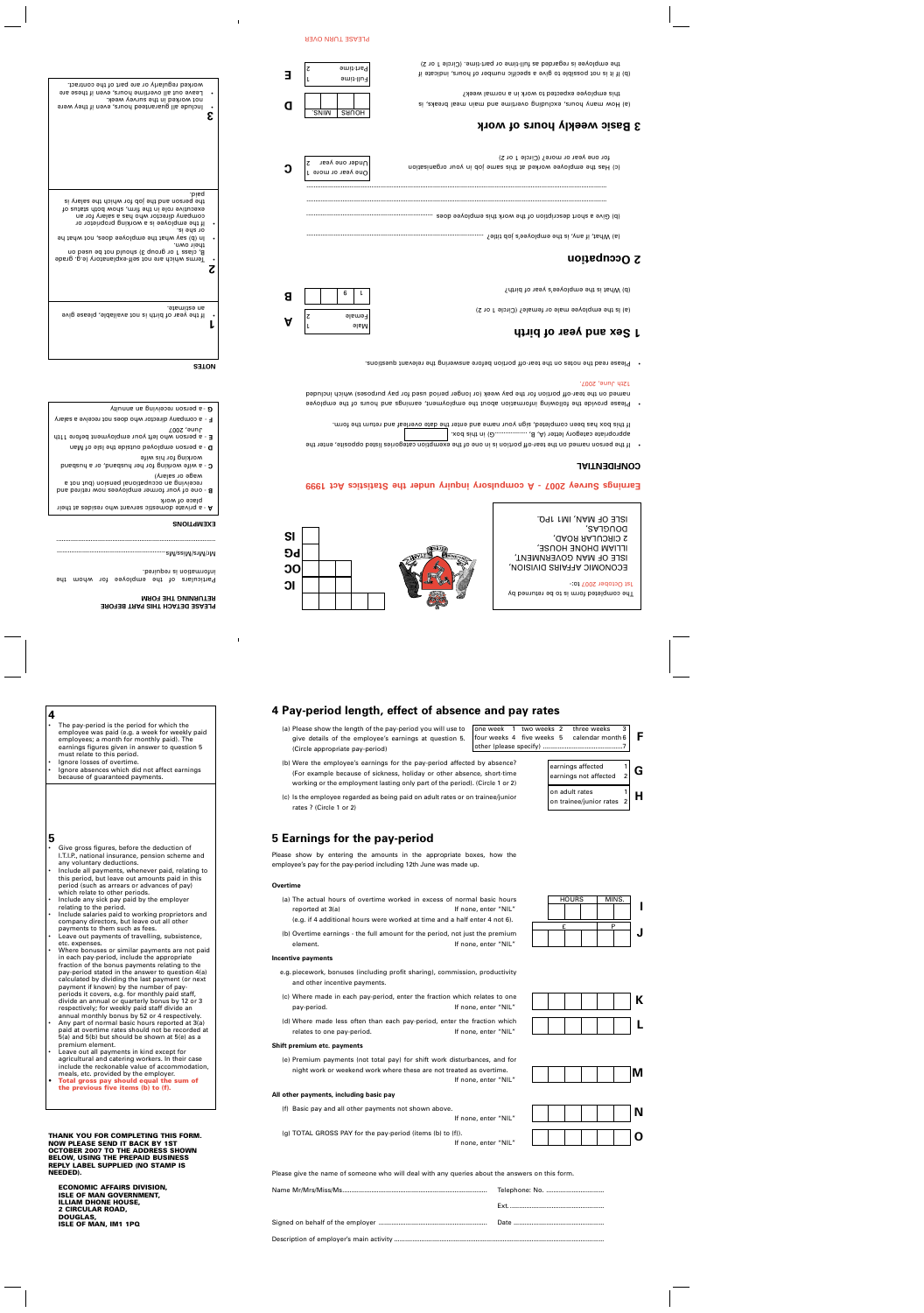PLEASE TURN OVER

The completed form is to be returned by 1st October 2007 to:-

ECONOMIC AFFAIRS DIVISION,
ISLE OF MAN GOVERNMENT,
ILLIAM DHONE HOUSE,
2 CIRCULAR ROAD,
DOUGLAS,
ISLE OF MAN, IM1 1PQ.

IC
CO
PG
IS

## Earnings Survey 2007 - A compulsory inquiry under the Statistics Act 1999

### CONFIDENTIAL

- If the person named on the tear-off portion is in one of the exemption categories listed opposite, enter the appropriate category letter (A, B, ..........G) in this box.

If this box has been completed, sign your name and enter the date overleaf and return the form.

- Please provide the following information about the employment, earnings and hours of the employee named on the tear-off portion for the pay week (or longer period used for pay purposes) which included 12th June, 2007.
- Please read the notes on the tear-off portion before answering the relevant questions.

### 1 Sex and year of birth

(a) Is the employee male or female? (Circle 1 or 2) — Male 1 / Female 2 — **A**

(b) What is the employee's year of birth? 1 9 _ _ — **B**

### 2 Occupation

(a) What, if any, is the employee's job title? ..............................

(b) Give a short description of the work this employee does ..............................

(c) Has the employee worked at this same job in your organisation for one year or more? (Circle 1 or 2) — One year or more 1 / Under one year 2 — **C**

### 3 Basic weekly hours of work

(a) How many hours, excluding overtime and main meal breaks, is this employee expected to work in a normal week? — HOURS / MINS. — **D**

(b) If it is not possible to give a specific number of hours, indicate if the employee is regarded as full-time or part-time. (Circle 1 or 2) — Full-time 1 / Part-time 2 — **E**

### PLEASE DETACH THIS PART BEFORE RETURNING THE FORM

Particulars of the employee for whom the information is required.

Mr/Mrs/Miss/Ms..............................

..............................

### EXEMPTIONS

A - a private domestic servant who resides at their place of work.

B - one of your former employees now retired and receiving an occupational pension (but not a wage or salary)

C - a wife working for her husband, or a husband working for his wife

D - a person employed outside the Isle of Man

E - a person who left your employment before 11th June, 2007

F - a company director who does not receive a salary

G - a person receiving an annuity

### NOTES

**1**
- If the year of birth is not available, please give an estimate.

**2**
- Terms which are not self-explanatory (e.g. grade B, class 1 or group 3) should not be used on their own.
- In (b) say what the employee does, not what he or she is.
- If the employee is a working proprietor or company director who has a salary for an executive role in the firm, show both status of the person and the job for which the salary is paid.

**3**
- Include all guaranteed hours, even if they were not worked in the survey week.
- Leave out all overtime hours, even if these are worked regularly or are part of the contract.

## 4 Pay-period length, effect of absence and pay rates

(a) Please show the length of the pay-period you will use to give details of the employee's earnings at question 5. (Circle appropriate pay-period) — one week 1 / two weeks 2 / three weeks 3 / four weeks 4 / five weeks 5 / calendar month 6 / other (please specify) ..............7 — **F**

(b) Were the employee's earnings for the pay-period affected by absence? (For example because of sickness, holiday or other absence, short-time working or the employment lasting only part of the period). (Circle 1 or 2) — earnings affected 1 / earnings not affected 2 — **G**

(c) Is the employee regarded as being paid on adult rates or on trainee/junior rates ? (Circle 1 or 2) — on adult rates 1 / on trainee/junior rates 2 — **H**

## 5 Earnings for the pay-period

Please show by entering the amounts in the appropriate boxes, how the employee's pay for the pay-period including 12th June was made up.

**Overtime**

(a) The actual hours of overtime worked in excess of normal basic hours reported at 3(a) If none, enter "NIL" (e.g. if 4 additional hours were worked at time and a half enter 4 not 6). — HOURS / MINS. — **I**

(b) Overtime earnings - the full amount for the period, not just the premium element. If none, enter "NIL" — £ / P — **J**

**Incentive payments**

e.g.piecework, bonuses (including profit sharing), commission, productivity and other incentive payments.

(c) Where made in each pay-period, enter the fraction which relates to one pay-period. If none, enter "NIL" — **K**

(d) Where made less often than each pay-period, enter the fraction which relates to one pay-period. If none, enter "NIL" — **L**

**Shift premium etc. payments**

(e) Premium payments (not total pay) for shift work disturbances, and for night work or weekend work where these are not treated as overtime. If none, enter "NIL" — **M**

**All other payments, including basic pay**

(f) Basic pay and all other payments not shown above. If none, enter "NIL" — **N**

(g) TOTAL GROSS PAY for the pay-period (items (b) to (f)). If none, enter "NIL" — **O**

Please give the name of someone who will deal with any queries about the answers on this form.

Name Mr/Mrs/Miss/Ms.............................. Telephone: No. ..............................

Ext. ..............................

Signed on behalf of the employer .............................. Date ..............................

Description of employer's main activity ..............................

**4**
- The pay-period is the period for which the employee was paid (e.g. a week for weekly paid employees; a month for monthly paid). The earnings figures given in answer to question 5 must relate to this period.
- Ignore losses of overtime.
- Ignore absences which did not affect earnings because of guaranteed payments.

**5**
- Give gross figures, before the deduction of I.T.I.P., national insurance, pension scheme and any voluntary deductions.
- Include all payments, whenever paid, relating to this period, but leave out amounts paid in this period (such as arrears or advances of pay) which relate to other periods.
- Include any sick pay paid by the employer relating to the period.
- Include salaries paid to working proprietors and company directors, but leave out all other payments to them such as fees.
- Leave out payments of travelling, subsistence, etc. expenses.
- Where bonuses or similar payments are not paid in each pay-period, include the appropriate fraction of the bonus payments relating to the pay-period stated in the answer to question 4(a) calculated by dividing the last payment (or next payment if known) by the number of pay-periods it covers, e.g. for monthly paid staff, divide an annual or quarterly bonus by 12 or 3 respectively; for weekly paid staff divide an annual monthly bonus by 52 or 4 respectively.
- Any part of normal basic hours reported at 3(a) paid at overtime rates should not be recorded at 5(a) and 5(b) but should be shown at 5(e) as a premium element.
- Leave out all payments in kind except for agricultural and catering workers. In their case include the reckonable value of accommodation, meals, etc. provided by the employer.
- **Total gross pay should equal the sum of the previous five items (b) to (f).**

**THANK YOU FOR COMPLETING THIS FORM. NOW PLEASE SEND IT BACK BY 1ST OCTOBER 2007 TO THE ADDRESS SHOWN BELOW, USING THE PREPAID BUSINESS REPLY LABEL SUPPLIED (NO STAMP IS NEEDED).**

**ECONOMIC AFFAIRS DIVISION,
ISLE OF MAN GOVERNMENT,
ILLIAM DHONE HOUSE,
2 CIRCULAR ROAD,
DOUGLAS,
ISLE OF MAN, IM1 1PQ**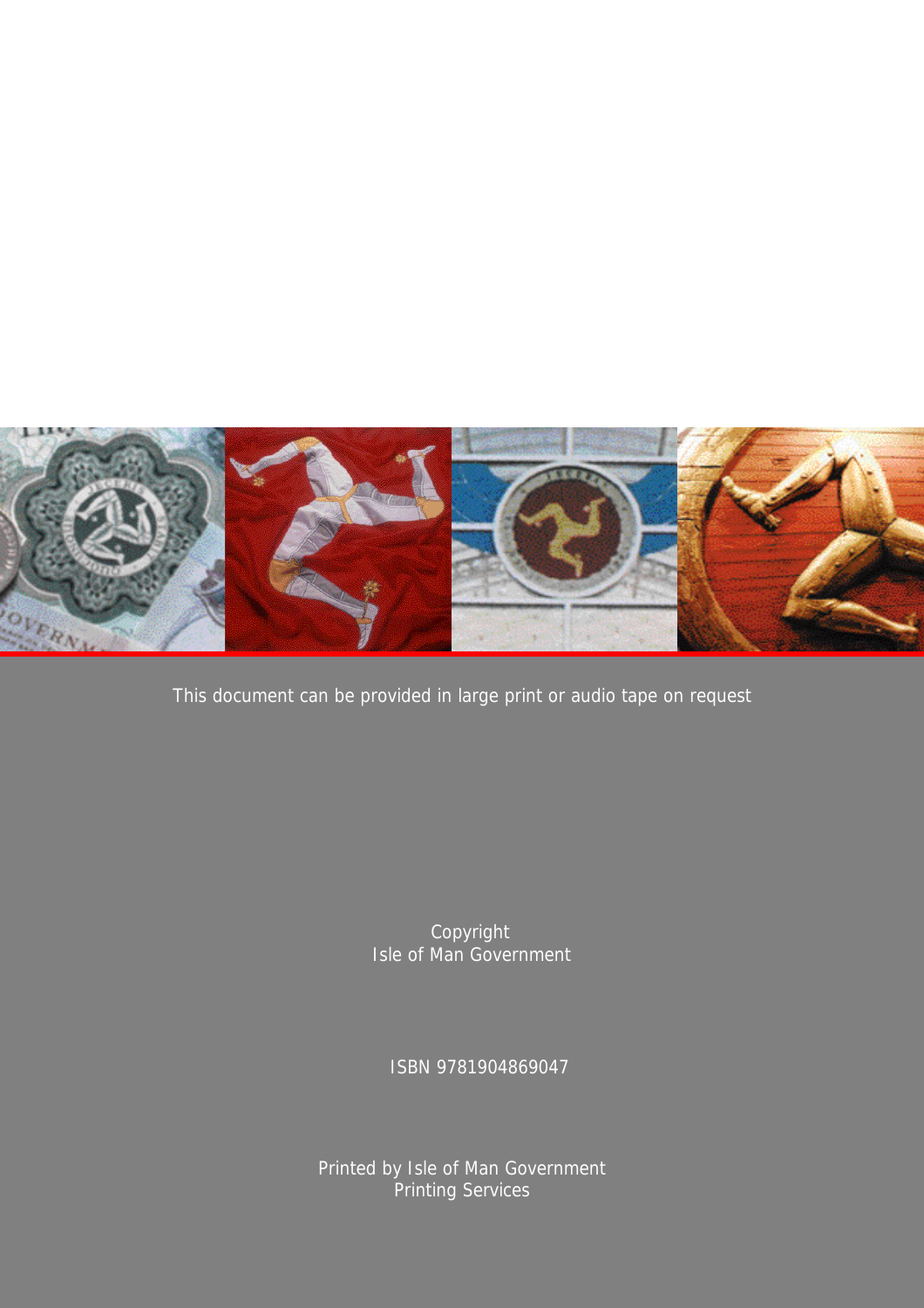This document can be provided in large print or audio tape on request

Copyright
Isle of Man Government

ISBN 9781904869047

Printed by Isle of Man Government
Printing Services